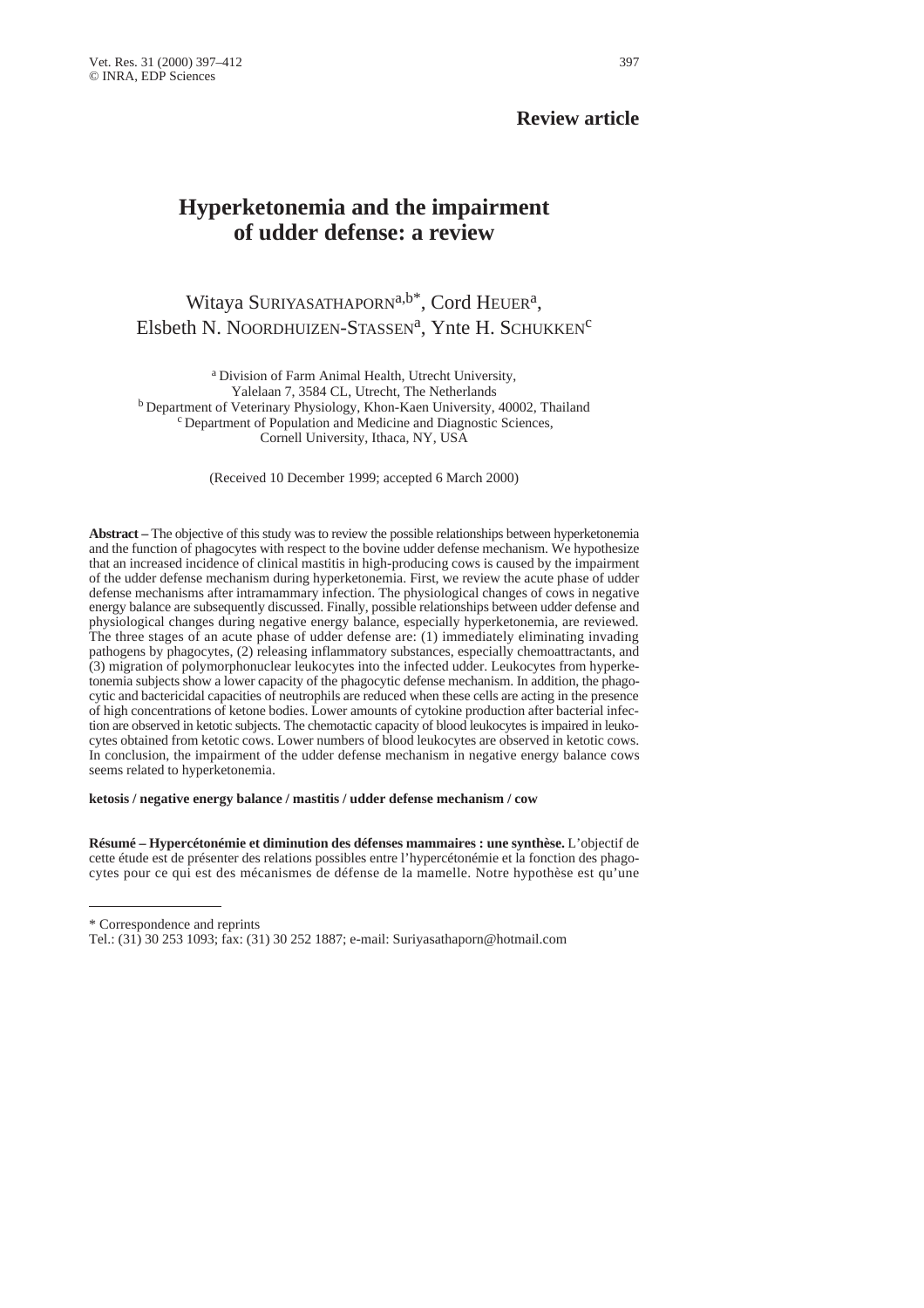**Review article**

# Hyperketonemia and the impairment of udder defense: a review

Witaya Suriyasathaporn[a,b*], Cord Heuer[a], Elsbeth N. Noordhuizen-Stassen[a], Ynte H. Schukken[c]

[a] Division of Farm Animal Health, Utrecht University, Yalelaan 7, 3584 CL, Utrecht, The Netherlands
[b] Department of Veterinary Physiology, Khon-Kaen University, 40002, Thailand
[c] Department of Population and Medicine and Diagnostic Sciences, Cornell University, Ithaca, NY, USA

(Received 10 December 1999; accepted 6 March 2000)

**Abstract –** The objective of this study was to review the possible relationships between hyperketonemia and the function of phagocytes with respect to the bovine udder defense mechanism. We hypothesize that an increased incidence of clinical mastitis in high-producing cows is caused by the impairment of the udder defense mechanism during hyperketonemia. First, we review the acute phase of udder defense mechanisms after intramammary infection. The physiological changes of cows in negative energy balance are subsequently discussed. Finally, possible relationships between udder defense and physiological changes during negative energy balance, especially hyperketonemia, are reviewed. The three stages of an acute phase of udder defense are: (1) immediately eliminating invading pathogens by phagocytes, (2) releasing inflammatory substances, especially chemoattractants, and (3) migration of polymorphonuclear leukocytes into the infected udder. Leukocytes from hyperketonemia subjects show a lower capacity of the phagocytic defense mechanism. In addition, the phagocytic and bactericidal capacities of neutrophils are reduced when these cells are acting in the presence of high concentrations of ketone bodies. Lower amounts of cytokine production after bacterial infection are observed in ketotic subjects. The chemotactic capacity of blood leukocytes is impaired in leukocytes obtained from ketotic cows. Lower numbers of blood leukocytes are observed in ketotic cows. In conclusion, the impairment of the udder defense mechanism in negative energy balance cows seems related to hyperketonemia.

**ketosis / negative energy balance / mastitis / udder defense mechanism / cow**

**Résumé – Hypercétonémie et diminution des défenses mammaires : une synthèse.** L'objectif de cette étude est de présenter des relations possibles entre l'hypercétonémie et la fonction des phagocytes pour ce qui est des mécanismes de défense de la mamelle. Notre hypothèse est qu'une

---

\* Correspondence and reprints
Tel.: (31) 30 253 1093; fax: (31) 30 252 1887; e-mail: Suriyasathaporn@hotmail.com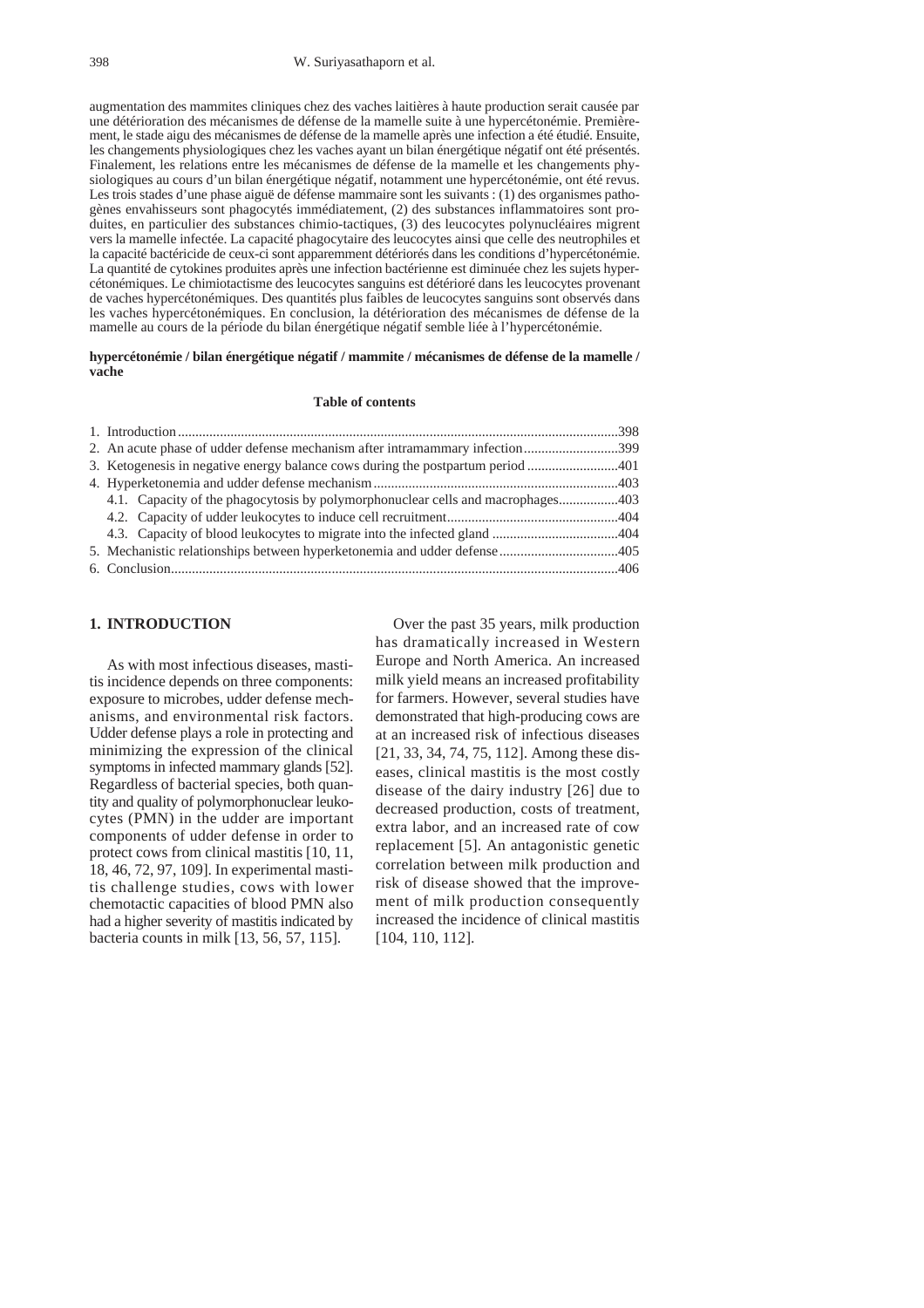augmentation des mammites cliniques chez des vaches laitières à haute production serait causée par une détérioration des mécanismes de défense de la mamelle suite à une hypercétonémie. Premièrement, le stade aigu des mécanismes de défense de la mamelle après une infection a été étudié. Ensuite, les changements physiologiques chez les vaches ayant un bilan énergétique négatif ont été présentés. Finalement, les relations entre les mécanismes de défense de la mamelle et les changements physiologiques au cours d'un bilan énergétique négatif, notamment une hypercétonémie, ont été revus. Les trois stades d'une phase aiguë de défense mammaire sont les suivants : (1) des organismes pathogènes envahisseurs sont phagocytés immédiatement, (2) des substances inflammatoires sont produites, en particulier des substances chimio-tactiques, (3) des leucocytes polynucléaires migrent vers la mamelle infectée. La capacité phagocytaire des leucocytes ainsi que celle des neutrophiles et la capacité bactéricide de ceux-ci sont apparemment détériorés dans les conditions d'hypercétonémie. La quantité de cytokines produites après une infection bactérienne est diminuée chez les sujets hypercétonémiques. Le chimiotactisme des leucocytes sanguins est détérioré dans les leucocytes provenant de vaches hypercétonémiques. Des quantités plus faibles de leucocytes sanguins sont observés dans les vaches hypercétonémiques. En conclusion, la détérioration des mécanismes de défense de la mamelle au cours de la période du bilan énergétique négatif semble liée à l'hypercétonémie.

**hypercétonémie / bilan énergétique négatif / mammite / mécanismes de défense de la mamelle / vache**

**Table of contents**

1. Introduction ..... 398
2. An acute phase of udder defense mechanism after intramammary infection ..... 399
3. Ketogenesis in negative energy balance cows during the postpartum period ..... 401
4. Hyperketonemia and udder defense mechanism ..... 403
   4.1. Capacity of the phagocytosis by polymorphonuclear cells and macrophages ..... 403
   4.2. Capacity of udder leukocytes to induce cell recruitment ..... 404
   4.3. Capacity of blood leukocytes to migrate into the infected gland ..... 404
5. Mechanistic relationships between hyperketonemia and udder defense ..... 405
6. Conclusion ..... 406

## 1. INTRODUCTION

As with most infectious diseases, mastitis incidence depends on three components: exposure to microbes, udder defense mechanisms, and environmental risk factors. Udder defense plays a role in protecting and minimizing the expression of the clinical symptoms in infected mammary glands [52]. Regardless of bacterial species, both quantity and quality of polymorphonuclear leukocytes (PMN) in the udder are important components of udder defense in order to protect cows from clinical mastitis [10, 11, 18, 46, 72, 97, 109]. In experimental mastitis challenge studies, cows with lower chemotactic capacities of blood PMN also had a higher severity of mastitis indicated by bacteria counts in milk [13, 56, 57, 115].

Over the past 35 years, milk production has dramatically increased in Western Europe and North America. An increased milk yield means an increased profitability for farmers. However, several studies have demonstrated that high-producing cows are at an increased risk of infectious diseases [21, 33, 34, 74, 75, 112]. Among these diseases, clinical mastitis is the most costly disease of the dairy industry [26] due to decreased production, costs of treatment, extra labor, and an increased rate of cow replacement [5]. An antagonistic genetic correlation between milk production and risk of disease showed that the improvement of milk production consequently increased the incidence of clinical mastitis [104, 110, 112].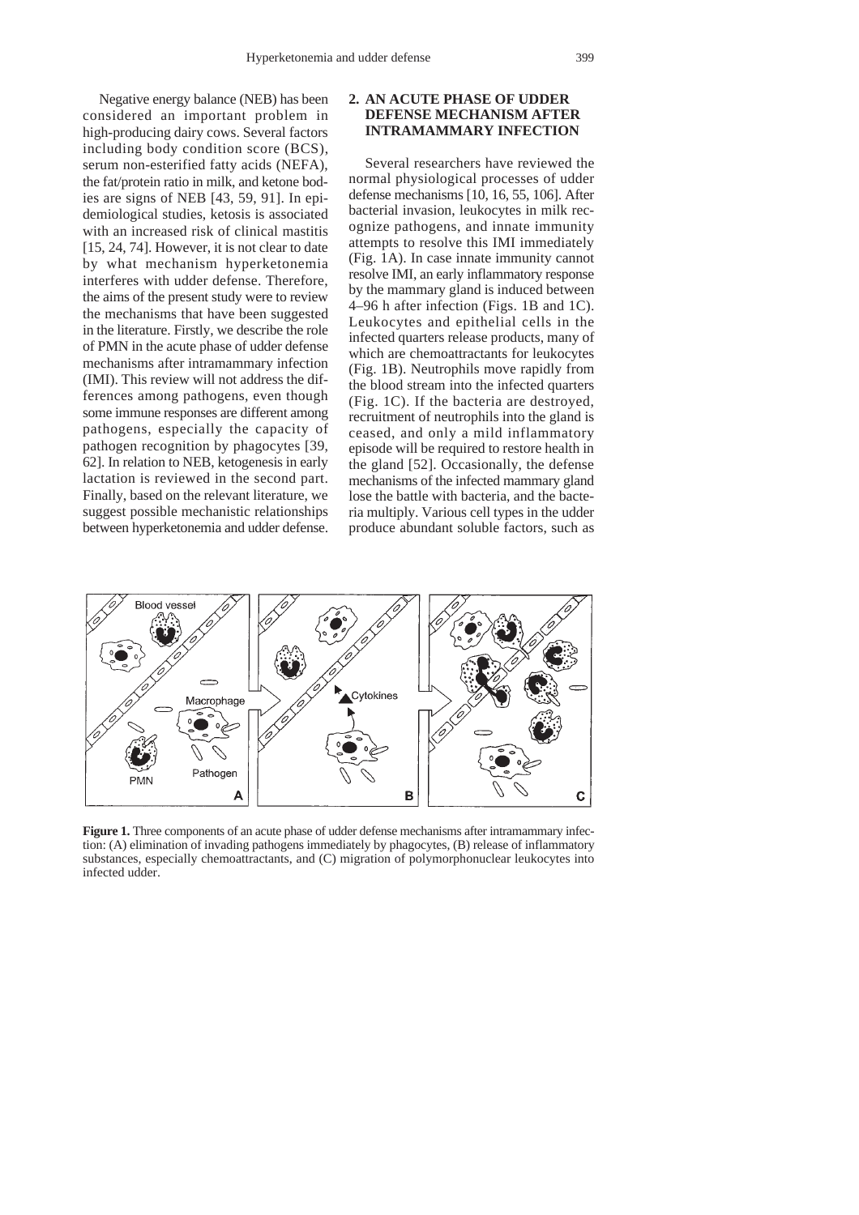Negative energy balance (NEB) has been considered an important problem in high-producing dairy cows. Several factors including body condition score (BCS), serum non-esterified fatty acids (NEFA), the fat/protein ratio in milk, and ketone bodies are signs of NEB [43, 59, 91]. In epidemiological studies, ketosis is associated with an increased risk of clinical mastitis [15, 24, 74]. However, it is not clear to date by what mechanism hyperketonemia interferes with udder defense. Therefore, the aims of the present study were to review the mechanisms that have been suggested in the literature. Firstly, we describe the role of PMN in the acute phase of udder defense mechanisms after intramammary infection (IMI). This review will not address the differences among pathogens, even though some immune responses are different among pathogens, especially the capacity of pathogen recognition by phagocytes [39, 62]. In relation to NEB, ketogenesis in early lactation is reviewed in the second part. Finally, based on the relevant literature, we suggest possible mechanistic relationships between hyperketonemia and udder defense.

## 2. AN ACUTE PHASE OF UDDER DEFENSE MECHANISM AFTER INTRAMAMMARY INFECTION

Several researchers have reviewed the normal physiological processes of udder defense mechanisms [10, 16, 55, 106]. After bacterial invasion, leukocytes in milk recognize pathogens, and innate immunity attempts to resolve this IMI immediately (Fig. 1A). In case innate immunity cannot resolve IMI, an early inflammatory response by the mammary gland is induced between 4–96 h after infection (Figs. 1B and 1C). Leukocytes and epithelial cells in the infected quarters release products, many of which are chemoattractants for leukocytes (Fig. 1B). Neutrophils move rapidly from the blood stream into the infected quarters (Fig. 1C). If the bacteria are destroyed, recruitment of neutrophils into the gland is ceased, and only a mild inflammatory episode will be required to restore health in the gland [52]. Occasionally, the defense mechanisms of the infected mammary gland lose the battle with bacteria, and the bacteria multiply. Various cell types in the udder produce abundant soluble factors, such as

**Figure 1.** Three components of an acute phase of udder defense mechanisms after intramammary infection: (A) elimination of invading pathogens immediately by phagocytes, (B) release of inflammatory substances, especially chemoattractants, and (C) migration of polymorphonuclear leukocytes into infected udder.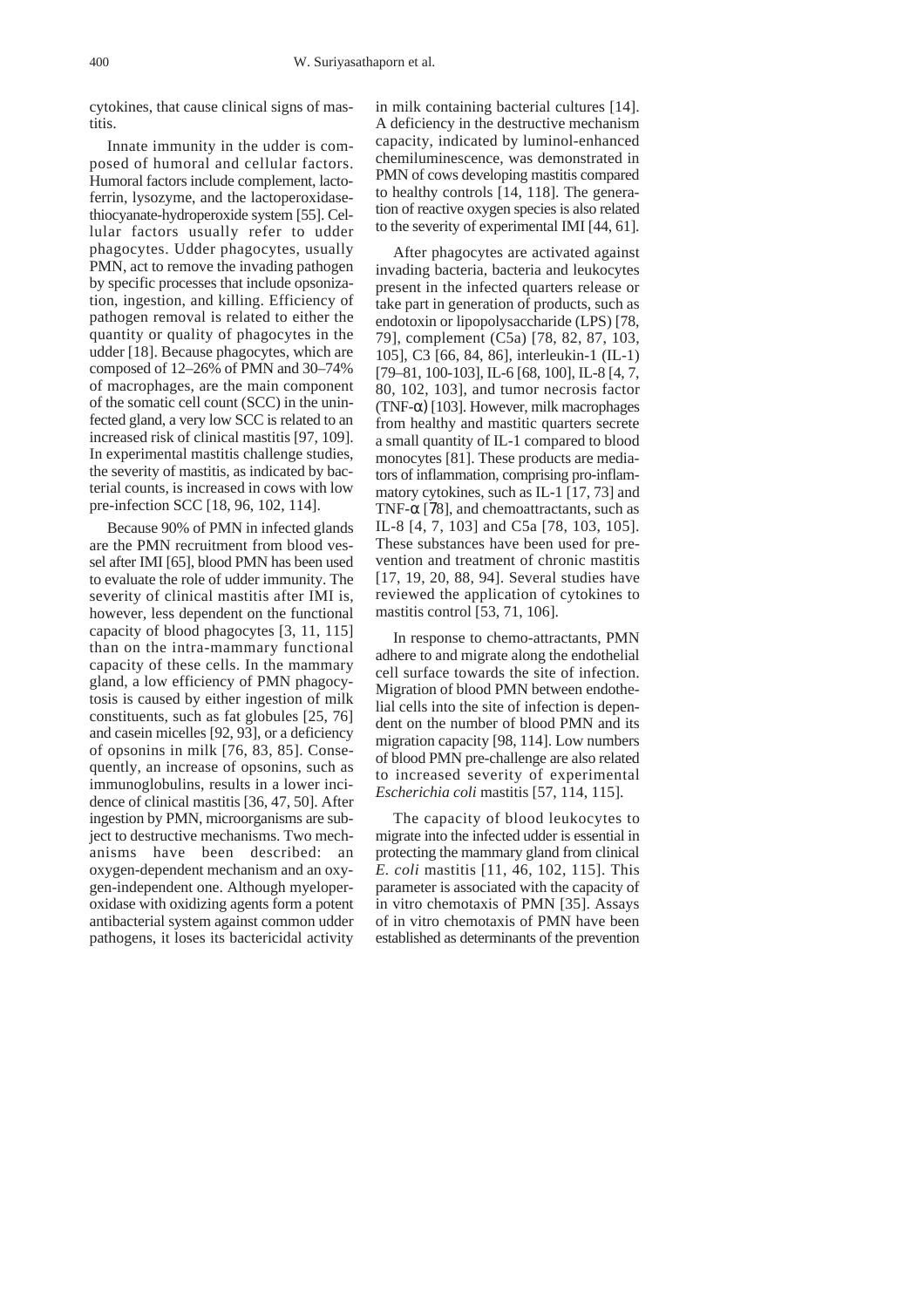cytokines, that cause clinical signs of mastitis.

Innate immunity in the udder is composed of humoral and cellular factors. Humoral factors include complement, lactoferrin, lysozyme, and the lactoperoxidase-thiocyanate-hydroperoxide system [55]. Cellular factors usually refer to udder phagocytes. Udder phagocytes, usually PMN, act to remove the invading pathogen by specific processes that include opsonization, ingestion, and killing. Efficiency of pathogen removal is related to either the quantity or quality of phagocytes in the udder [18]. Because phagocytes, which are composed of 12–26% of PMN and 30–74% of macrophages, are the main component of the somatic cell count (SCC) in the uninfected gland, a very low SCC is related to an increased risk of clinical mastitis [97, 109]. In experimental mastitis challenge studies, the severity of mastitis, as indicated by bacterial counts, is increased in cows with low pre-infection SCC [18, 96, 102, 114].

Because 90% of PMN in infected glands are the PMN recruitment from blood vessel after IMI [65], blood PMN has been used to evaluate the role of udder immunity. The severity of clinical mastitis after IMI is, however, less dependent on the functional capacity of blood phagocytes [3, 11, 115] than on the intra-mammary functional capacity of these cells. In the mammary gland, a low efficiency of PMN phagocytosis is caused by either ingestion of milk constituents, such as fat globules [25, 76] and casein micelles [92, 93], or a deficiency of opsonins in milk [76, 83, 85]. Consequently, an increase of opsonins, such as immunoglobulins, results in a lower incidence of clinical mastitis [36, 47, 50]. After ingestion by PMN, microorganisms are subject to destructive mechanisms. Two mechanisms have been described: an oxygen-dependent mechanism and an oxygen-independent one. Although myeloperoxidase with oxidizing agents form a potent antibacterial system against common udder pathogens, it loses its bactericidal activity in milk containing bacterial cultures [14]. A deficiency in the destructive mechanism capacity, indicated by luminol-enhanced chemiluminescence, was demonstrated in PMN of cows developing mastitis compared to healthy controls [14, 118]. The generation of reactive oxygen species is also related to the severity of experimental IMI [44, 61].

After phagocytes are activated against invading bacteria, bacteria and leukocytes present in the infected quarters release or take part in generation of products, such as endotoxin or lipopolysaccharide (LPS) [78, 79], complement (C5a) [78, 82, 87, 103, 105], C3 [66, 84, 86], interleukin-1 (IL-1) [79–81, 100-103], IL-6 [68, 100], IL-8 [4, 7, 80, 102, 103], and tumor necrosis factor (TNF-α) [103]. However, milk macrophages from healthy and mastitic quarters secrete a small quantity of IL-1 compared to blood monocytes [81]. These products are mediators of inflammation, comprising pro-inflammatory cytokines, such as IL-1 [17, 73] and TNF-α [78], and chemoattractants, such as IL-8 [4, 7, 103] and C5a [78, 103, 105]. These substances have been used for prevention and treatment of chronic mastitis [17, 19, 20, 88, 94]. Several studies have reviewed the application of cytokines to mastitis control [53, 71, 106].

In response to chemo-attractants, PMN adhere to and migrate along the endothelial cell surface towards the site of infection. Migration of blood PMN between endothelial cells into the site of infection is dependent on the number of blood PMN and its migration capacity [98, 114]. Low numbers of blood PMN pre-challenge are also related to increased severity of experimental *Escherichia coli* mastitis [57, 114, 115].

The capacity of blood leukocytes to migrate into the infected udder is essential in protecting the mammary gland from clinical *E. coli* mastitis [11, 46, 102, 115]. This parameter is associated with the capacity of in vitro chemotaxis of PMN [35]. Assays of in vitro chemotaxis of PMN have been established as determinants of the prevention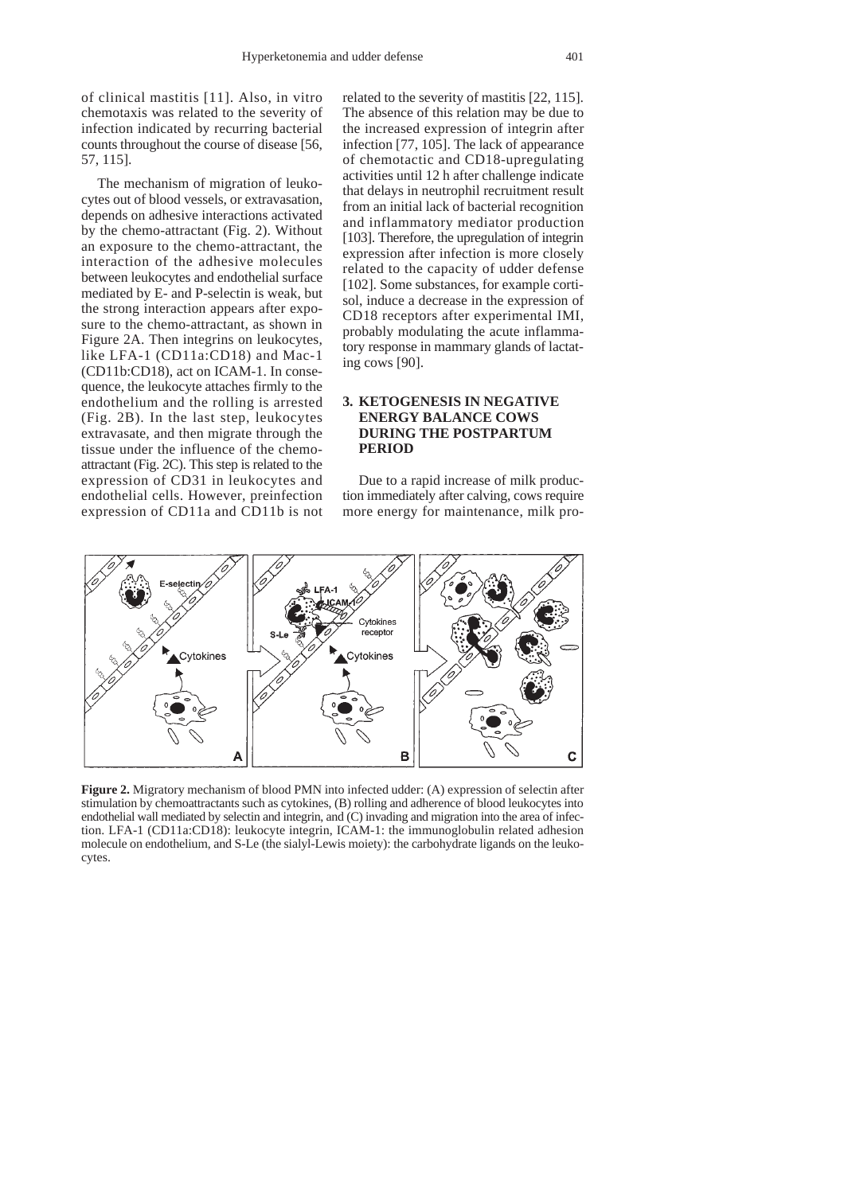of clinical mastitis [11]. Also, in vitro chemotaxis was related to the severity of infection indicated by recurring bacterial counts throughout the course of disease [56, 57, 115].

The mechanism of migration of leukocytes out of blood vessels, or extravasation, depends on adhesive interactions activated by the chemo-attractant (Fig. 2). Without an exposure to the chemo-attractant, the interaction of the adhesive molecules between leukocytes and endothelial surface mediated by E- and P-selectin is weak, but the strong interaction appears after exposure to the chemo-attractant, as shown in Figure 2A. Then integrins on leukocytes, like LFA-1 (CD11a:CD18) and Mac-1 (CD11b:CD18), act on ICAM-1. In consequence, the leukocyte attaches firmly to the endothelium and the rolling is arrested (Fig. 2B). In the last step, leukocytes extravasate, and then migrate through the tissue under the influence of the chemo-attractant (Fig. 2C). This step is related to the expression of CD31 in leukocytes and endothelial cells. However, preinfection expression of CD11a and CD11b is not related to the severity of mastitis [22, 115]. The absence of this relation may be due to the increased expression of integrin after infection [77, 105]. The lack of appearance of chemotactic and CD18-upregulating activities until 12 h after challenge indicate that delays in neutrophil recruitment result from an initial lack of bacterial recognition and inflammatory mediator production [103]. Therefore, the upregulation of integrin expression after infection is more closely related to the capacity of udder defense [102]. Some substances, for example cortisol, induce a decrease in the expression of CD18 receptors after experimental IMI, probably modulating the acute inflammatory response in mammary glands of lactating cows [90].

## 3. KETOGENESIS IN NEGATIVE ENERGY BALANCE COWS DURING THE POSTPARTUM PERIOD

Due to a rapid increase of milk production immediately after calving, cows require more energy for maintenance, milk pro-

**Figure 2.** Migratory mechanism of blood PMN into infected udder: (A) expression of selectin after stimulation by chemoattractants such as cytokines, (B) rolling and adherence of blood leukocytes into endothelial wall mediated by selectin and integrin, and (C) invading and migration into the area of infection. LFA-1 (CD11a:CD18): leukocyte integrin, ICAM-1: the immunoglobulin related adhesion molecule on endothelium, and S-Le (the sialyl-Lewis moiety): the carbohydrate ligands on the leukocytes.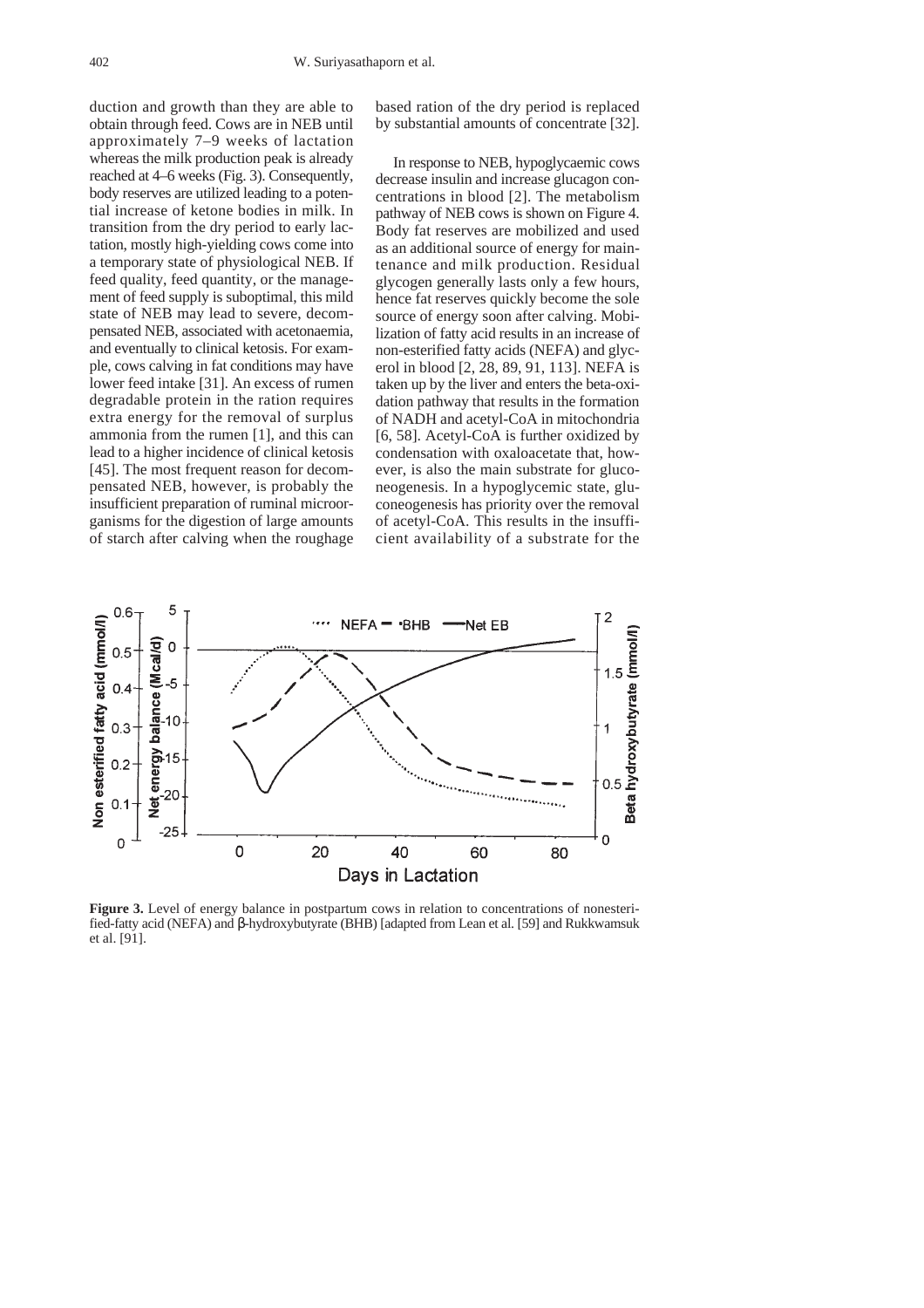duction and growth than they are able to obtain through feed. Cows are in NEB until approximately 7–9 weeks of lactation whereas the milk production peak is already reached at 4–6 weeks (Fig. 3). Consequently, body reserves are utilized leading to a potential increase of ketone bodies in milk. In transition from the dry period to early lactation, mostly high-yielding cows come into a temporary state of physiological NEB. If feed quality, feed quantity, or the management of feed supply is suboptimal, this mild state of NEB may lead to severe, decompensated NEB, associated with acetonaemia, and eventually to clinical ketosis. For example, cows calving in fat conditions may have lower feed intake [31]. An excess of rumen degradable protein in the ration requires extra energy for the removal of surplus ammonia from the rumen [1], and this can lead to a higher incidence of clinical ketosis [45]. The most frequent reason for decompensated NEB, however, is probably the insufficient preparation of ruminal microorganisms for the digestion of large amounts of starch after calving when the roughage based ration of the dry period is replaced by substantial amounts of concentrate [32].

In response to NEB, hypoglycaemic cows decrease insulin and increase glucagon concentrations in blood [2]. The metabolism pathway of NEB cows is shown on Figure 4. Body fat reserves are mobilized and used as an additional source of energy for maintenance and milk production. Residual glycogen generally lasts only a few hours, hence fat reserves quickly become the sole source of energy soon after calving. Mobilization of fatty acid results in an increase of non-esterified fatty acids (NEFA) and glycerol in blood [2, 28, 89, 91, 113]. NEFA is taken up by the liver and enters the beta-oxidation pathway that results in the formation of NADH and acetyl-CoA in mitochondria [6, 58]. Acetyl-CoA is further oxidized by condensation with oxaloacetate that, however, is also the main substrate for gluconeogenesis. In a hypoglycemic state, gluconeogenesis has priority over the removal of acetyl-CoA. This results in the insufficient availability of a substrate for the

**Figure 3.** Level of energy balance in postpartum cows in relation to concentrations of nonesterified-fatty acid (NEFA) and β-hydroxybutyrate (BHB) [adapted from Lean et al. [59] and Rukkwamsuk et al. [91].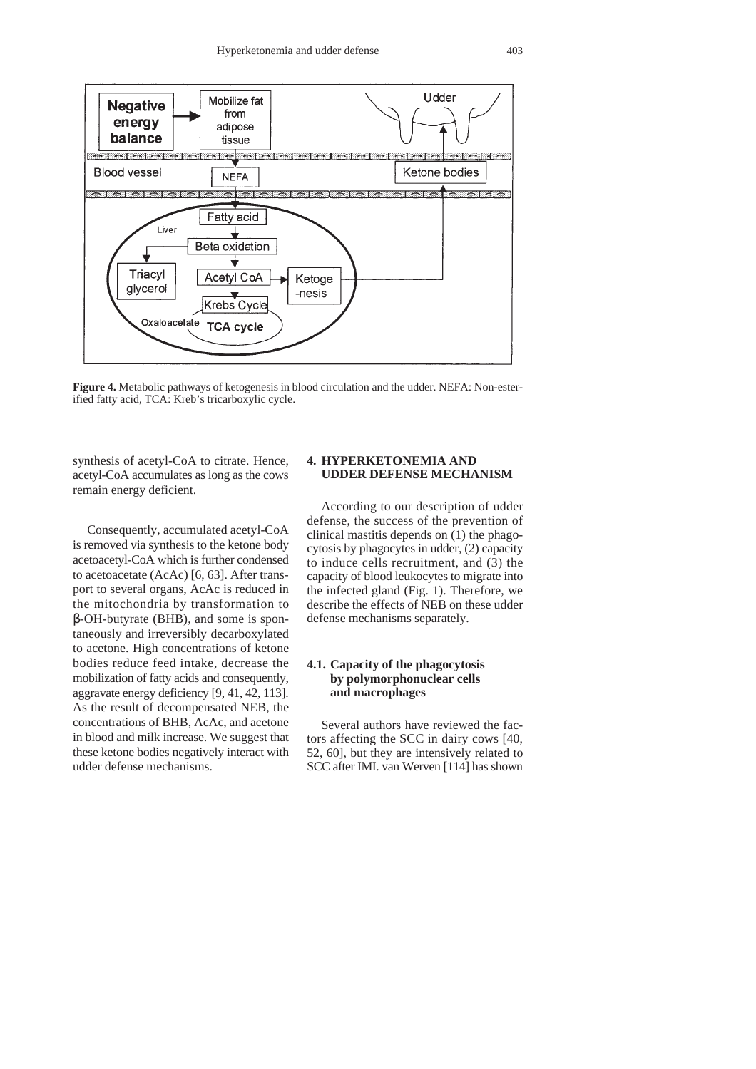**Figure 4.** Metabolic pathways of ketogenesis in blood circulation and the udder. NEFA: Non-esterified fatty acid, TCA: Kreb's tricarboxylic cycle.

synthesis of acetyl-CoA to citrate. Hence, acetyl-CoA accumulates as long as the cows remain energy deficient.

Consequently, accumulated acetyl-CoA is removed via synthesis to the ketone body acetoacetyl-CoA which is further condensed to acetoacetate (AcAc) [6, 63]. After transport to several organs, AcAc is reduced in the mitochondria by transformation to β-OH-butyrate (BHB), and some is spontaneously and irreversibly decarboxylated to acetone. High concentrations of ketone bodies reduce feed intake, decrease the mobilization of fatty acids and consequently, aggravate energy deficiency [9, 41, 42, 113]. As the result of decompensated NEB, the concentrations of BHB, AcAc, and acetone in blood and milk increase. We suggest that these ketone bodies negatively interact with udder defense mechanisms.

## 4. HYPERKETONEMIA AND UDDER DEFENSE MECHANISM

According to our description of udder defense, the success of the prevention of clinical mastitis depends on (1) the phagocytosis by phagocytes in udder, (2) capacity to induce cells recruitment, and (3) the capacity of blood leukocytes to migrate into the infected gland (Fig. 1). Therefore, we describe the effects of NEB on these udder defense mechanisms separately.

### 4.1. Capacity of the phagocytosis by polymorphonuclear cells and macrophages

Several authors have reviewed the factors affecting the SCC in dairy cows [40, 52, 60], but they are intensively related to SCC after IMI. van Werven [114] has shown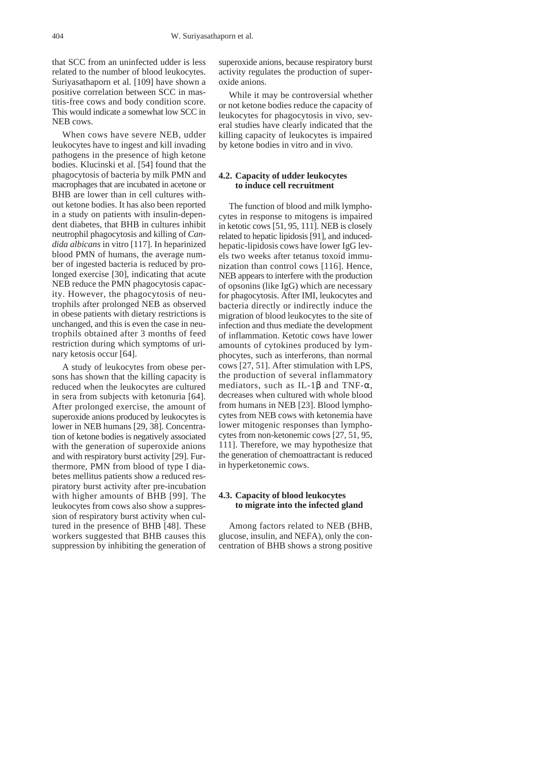that SCC from an uninfected udder is less related to the number of blood leukocytes. Suriyasathaporn et al. [109] have shown a positive correlation between SCC in mastitis-free cows and body condition score. This would indicate a somewhat low SCC in NEB cows.

When cows have severe NEB, udder leukocytes have to ingest and kill invading pathogens in the presence of high ketone bodies. Klucinski et al. [54] found that the phagocytosis of bacteria by milk PMN and macrophages that are incubated in acetone or BHB are lower than in cell cultures without ketone bodies. It has also been reported in a study on patients with insulin-dependent diabetes, that BHB in cultures inhibit neutrophil phagocytosis and killing of *Candida albicans* in vitro [117]. In heparinized blood PMN of humans, the average number of ingested bacteria is reduced by prolonged exercise [30], indicating that acute NEB reduce the PMN phagocytosis capacity. However, the phagocytosis of neutrophils after prolonged NEB as observed in obese patients with dietary restrictions is unchanged, and this is even the case in neutrophils obtained after 3 months of feed restriction during which symptoms of urinary ketosis occur [64].

A study of leukocytes from obese persons has shown that the killing capacity is reduced when the leukocytes are cultured in sera from subjects with ketonuria [64]. After prolonged exercise, the amount of superoxide anions produced by leukocytes is lower in NEB humans [29, 38]. Concentration of ketone bodies is negatively associated with the generation of superoxide anions and with respiratory burst activity [29]. Furthermore, PMN from blood of type I diabetes mellitus patients show a reduced respiratory burst activity after pre-incubation with higher amounts of BHB [99]. The leukocytes from cows also show a suppression of respiratory burst activity when cultured in the presence of BHB [48]. These workers suggested that BHB causes this suppression by inhibiting the generation of superoxide anions, because respiratory burst activity regulates the production of superoxide anions.

While it may be controversial whether or not ketone bodies reduce the capacity of leukocytes for phagocytosis in vivo, several studies have clearly indicated that the killing capacity of leukocytes is impaired by ketone bodies in vitro and in vivo.

### 4.2. Capacity of udder leukocytes to induce cell recruitment

The function of blood and milk lymphocytes in response to mitogens is impaired in ketotic cows [51, 95, 111]. NEB is closely related to hepatic lipidosis [91], and induced-hepatic-lipidosis cows have lower IgG levels two weeks after tetanus toxoid immunization than control cows [116]. Hence, NEB appears to interfere with the production of opsonins (like IgG) which are necessary for phagocytosis. After IMI, leukocytes and bacteria directly or indirectly induce the migration of blood leukocytes to the site of infection and thus mediate the development of inflammation. Ketotic cows have lower amounts of cytokines produced by lymphocytes, such as interferons, than normal cows [27, 51]. After stimulation with LPS, the production of several inflammatory mediators, such as IL-1$\beta$ and TNF-$\alpha$, decreases when cultured with whole blood from humans in NEB [23]. Blood lymphocytes from NEB cows with ketonemia have lower mitogenic responses than lymphocytes from non-ketonemic cows [27, 51, 95, 111]. Therefore, we may hypothesize that the generation of chemoattractant is reduced in hyperketonemic cows.

### 4.3. Capacity of blood leukocytes to migrate into the infected gland

Among factors related to NEB (BHB, glucose, insulin, and NEFA), only the concentration of BHB shows a strong positive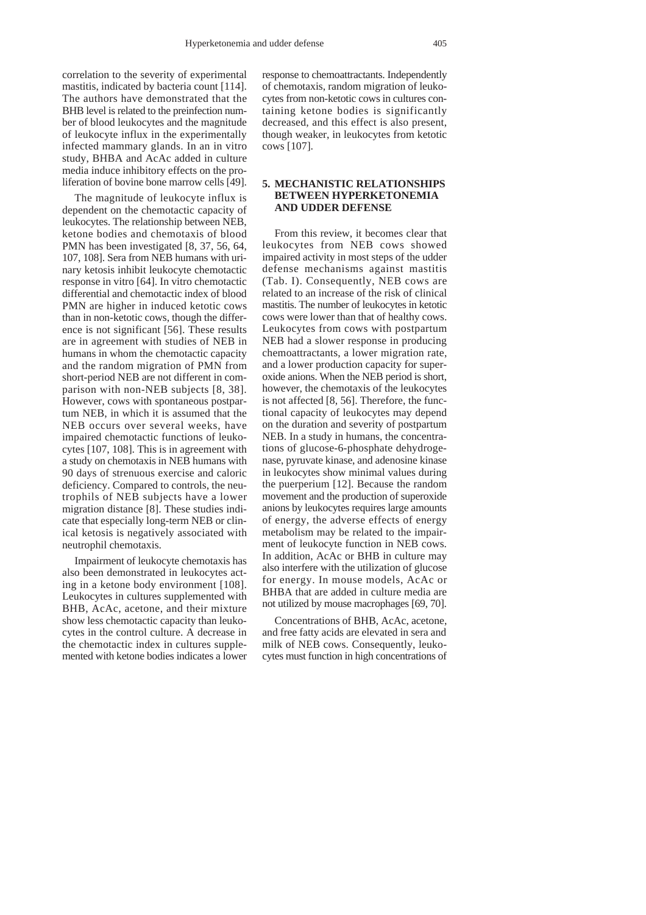correlation to the severity of experimental mastitis, indicated by bacteria count [114]. The authors have demonstrated that the BHB level is related to the preinfection number of blood leukocytes and the magnitude of leukocyte influx in the experimentally infected mammary glands. In an in vitro study, BHBA and AcAc added in culture media induce inhibitory effects on the proliferation of bovine bone marrow cells [49].

The magnitude of leukocyte influx is dependent on the chemotactic capacity of leukocytes. The relationship between NEB, ketone bodies and chemotaxis of blood PMN has been investigated [8, 37, 56, 64, 107, 108]. Sera from NEB humans with urinary ketosis inhibit leukocyte chemotactic response in vitro [64]. In vitro chemotactic differential and chemotactic index of blood PMN are higher in induced ketotic cows than in non-ketotic cows, though the difference is not significant [56]. These results are in agreement with studies of NEB in humans in whom the chemotactic capacity and the random migration of PMN from short-period NEB are not different in comparison with non-NEB subjects [8, 38]. However, cows with spontaneous postpartum NEB, in which it is assumed that the NEB occurs over several weeks, have impaired chemotactic functions of leukocytes [107, 108]. This is in agreement with a study on chemotaxis in NEB humans with 90 days of strenuous exercise and caloric deficiency. Compared to controls, the neutrophils of NEB subjects have a lower migration distance [8]. These studies indicate that especially long-term NEB or clinical ketosis is negatively associated with neutrophil chemotaxis.

Impairment of leukocyte chemotaxis has also been demonstrated in leukocytes acting in a ketone body environment [108]. Leukocytes in cultures supplemented with BHB, AcAc, acetone, and their mixture show less chemotactic capacity than leukocytes in the control culture. A decrease in the chemotactic index in cultures supplemented with ketone bodies indicates a lower response to chemoattractants. Independently of chemotaxis, random migration of leukocytes from non-ketotic cows in cultures containing ketone bodies is significantly decreased, and this effect is also present, though weaker, in leukocytes from ketotic cows [107].

## 5. MECHANISTIC RELATIONSHIPS BETWEEN HYPERKETONEMIA AND UDDER DEFENSE

From this review, it becomes clear that leukocytes from NEB cows showed impaired activity in most steps of the udder defense mechanisms against mastitis (Tab. I). Consequently, NEB cows are related to an increase of the risk of clinical mastitis. The number of leukocytes in ketotic cows were lower than that of healthy cows. Leukocytes from cows with postpartum NEB had a slower response in producing chemoattractants, a lower migration rate, and a lower production capacity for superoxide anions. When the NEB period is short, however, the chemotaxis of the leukocytes is not affected [8, 56]. Therefore, the functional capacity of leukocytes may depend on the duration and severity of postpartum NEB. In a study in humans, the concentrations of glucose-6-phosphate dehydrogenase, pyruvate kinase, and adenosine kinase in leukocytes show minimal values during the puerperium [12]. Because the random movement and the production of superoxide anions by leukocytes requires large amounts of energy, the adverse effects of energy metabolism may be related to the impairment of leukocyte function in NEB cows. In addition, AcAc or BHB in culture may also interfere with the utilization of glucose for energy. In mouse models, AcAc or BHBA that are added in culture media are not utilized by mouse macrophages [69, 70].

Concentrations of BHB, AcAc, acetone, and free fatty acids are elevated in sera and milk of NEB cows. Consequently, leukocytes must function in high concentrations of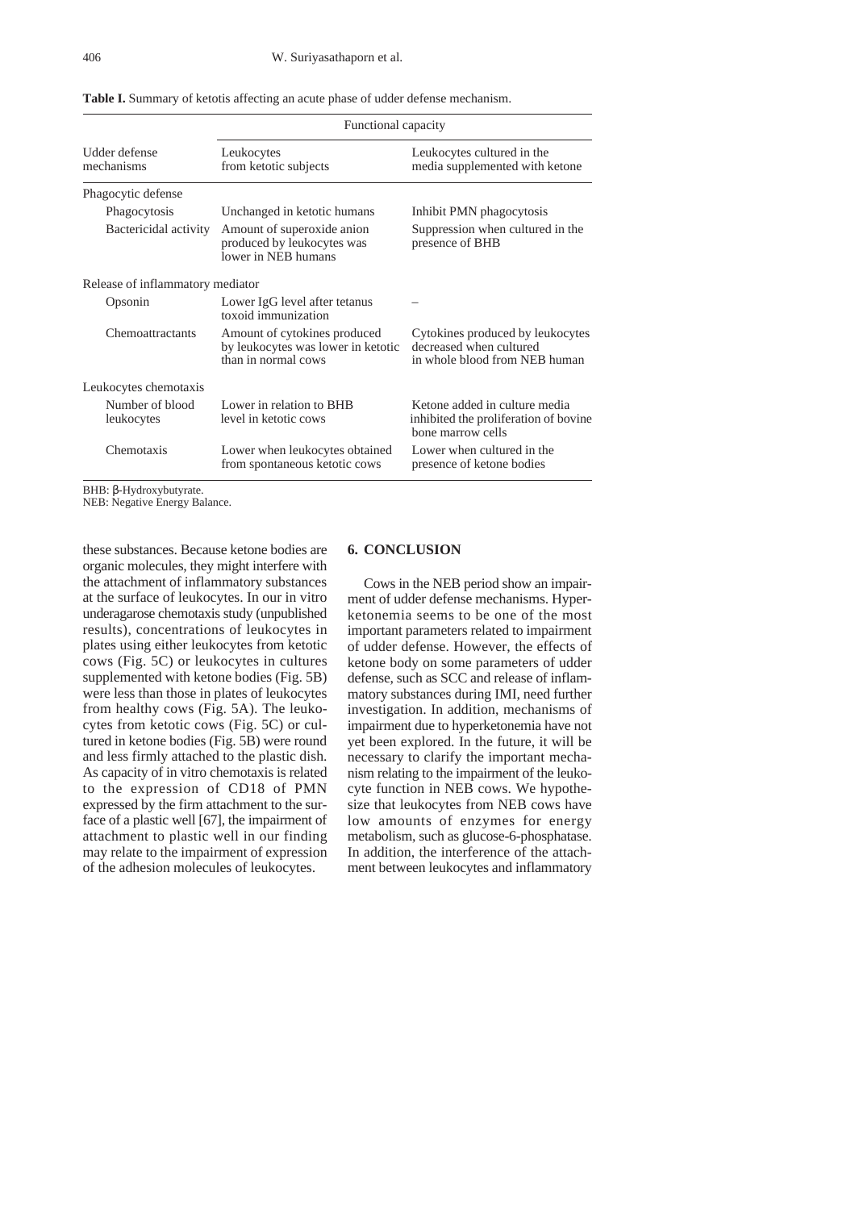**Table I.** Summary of ketotis affecting an acute phase of udder defense mechanism.

| Udder defense mechanisms | Functional capacity | |
|---|---|---|
| | Leukocytes from ketotic subjects | Leukocytes cultured in the media supplemented with ketone |
| Phagocytic defense | | |
| Phagocytosis | Unchanged in ketotic humans | Inhibit PMN phagocytosis |
| Bactericidal activity | Amount of superoxide anion produced by leukocytes was lower in NEB humans | Suppression when cultured in the presence of BHB |
| Release of inflammatory mediator | | |
| Opsonin | Lower IgG level after tetanus toxoid immunization | – |
| Chemoattractants | Amount of cytokines produced by leukocytes was lower in ketotic than in normal cows | Cytokines produced by leukocytes decreased when cultured in whole blood from NEB human |
| Leukocytes chemotaxis | | |
| Number of blood leukocytes | Lower in relation to BHB level in ketotic cows | Ketone added in culture media inhibited the proliferation of bovine bone marrow cells |
| Chemotaxis | Lower when leukocytes obtained from spontaneous ketotic cows | Lower when cultured in the presence of ketone bodies |

BHB: β-Hydroxybutyrate.
NEB: Negative Energy Balance.

these substances. Because ketone bodies are organic molecules, they might interfere with the attachment of inflammatory substances at the surface of leukocytes. In our in vitro underagarose chemotaxis study (unpublished results), concentrations of leukocytes in plates using either leukocytes from ketotic cows (Fig. 5C) or leukocytes in cultures supplemented with ketone bodies (Fig. 5B) were less than those in plates of leukocytes from healthy cows (Fig. 5A). The leukocytes from ketotic cows (Fig. 5C) or cultured in ketone bodies (Fig. 5B) were round and less firmly attached to the plastic dish. As capacity of in vitro chemotaxis is related to the expression of CD18 of PMN expressed by the firm attachment to the surface of a plastic well [67], the impairment of attachment to plastic well in our finding may relate to the impairment of expression of the adhesion molecules of leukocytes.

## 6. CONCLUSION

Cows in the NEB period show an impairment of udder defense mechanisms. Hyperketonemia seems to be one of the most important parameters related to impairment of udder defense. However, the effects of ketone body on some parameters of udder defense, such as SCC and release of inflammatory substances during IMI, need further investigation. In addition, mechanisms of impairment due to hyperketonemia have not yet been explored. In the future, it will be necessary to clarify the important mechanism relating to the impairment of the leukocyte function in NEB cows. We hypothesize that leukocytes from NEB cows have low amounts of enzymes for energy metabolism, such as glucose-6-phosphatase. In addition, the interference of the attachment between leukocytes and inflammatory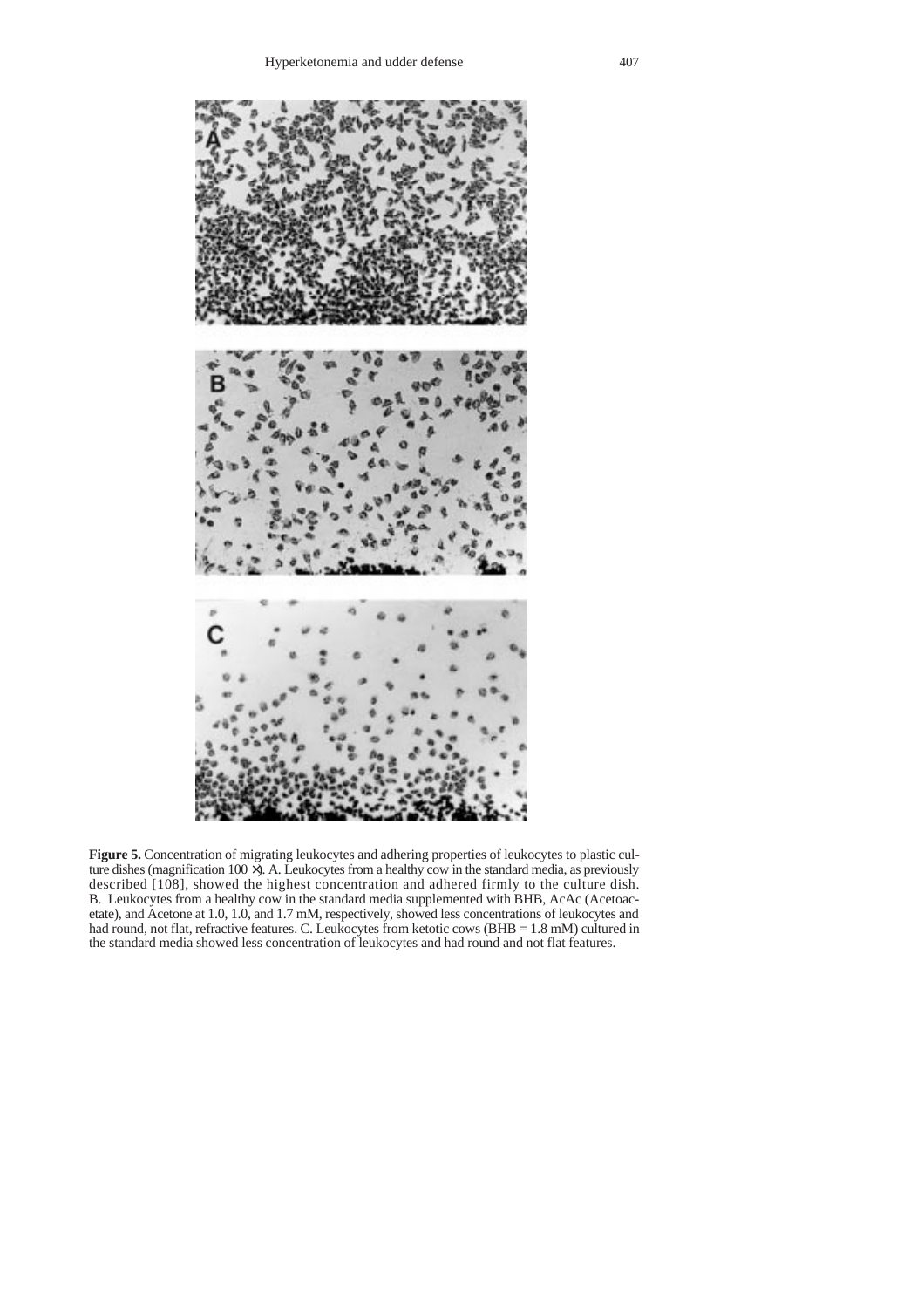**Figure 5.** Concentration of migrating leukocytes and adhering properties of leukocytes to plastic culture dishes (magnification 100 ×). A. Leukocytes from a healthy cow in the standard media, as previously described [108], showed the highest concentration and adhered firmly to the culture dish. B. Leukocytes from a healthy cow in the standard media supplemented with BHB, AcAc (Acetoacetate), and Acetone at 1.0, 1.0, and 1.7 mM, respectively, showed less concentrations of leukocytes and had round, not flat, refractive features. C. Leukocytes from ketotic cows (BHB = 1.8 mM) cultured in the standard media showed less concentration of leukocytes and had round and not flat features.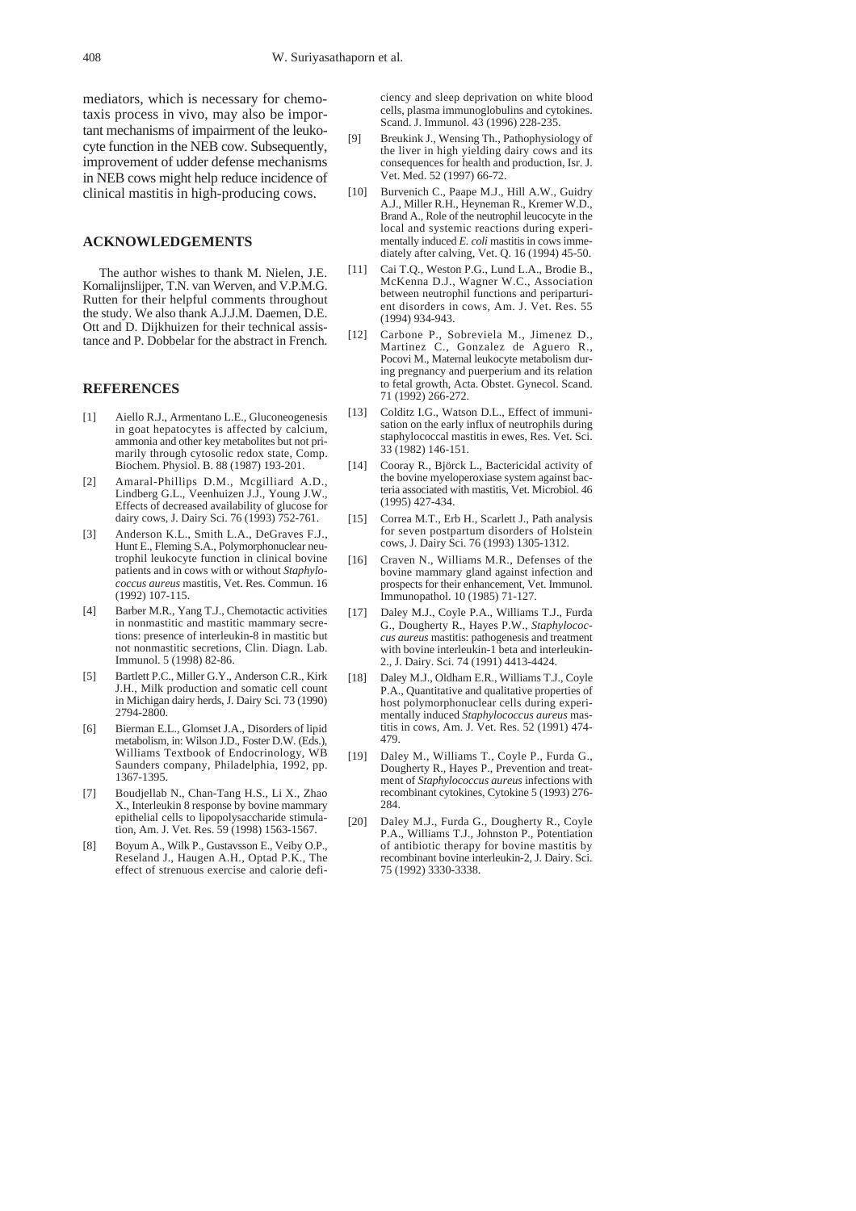mediators, which is necessary for chemotaxis process in vivo, may also be important mechanisms of impairment of the leukocyte function in the NEB cow. Subsequently, improvement of udder defense mechanisms in NEB cows might help reduce incidence of clinical mastitis in high-producing cows.

## ACKNOWLEDGEMENTS

The author wishes to thank M. Nielen, J.E. Kornalijnslijper, T.N. van Werven, and V.P.M.G. Rutten for their helpful comments throughout the study. We also thank A.J.J.M. Daemen, D.E. Ott and D. Dijkhuizen for their technical assistance and P. Dobbelar for the abstract in French.

## REFERENCES

[1] Aiello R.J., Armentano L.E., Gluconeogenesis in goat hepatocytes is affected by calcium, ammonia and other key metabolites but not primarily through cytosolic redox state, Comp. Biochem. Physiol. B. 88 (1987) 193-201.

[2] Amaral-Phillips D.M., Mcgilliard A.D., Lindberg G.L., Veenhuizen J.J., Young J.W., Effects of decreased availability of glucose for dairy cows, J. Dairy Sci. 76 (1993) 752-761.

[3] Anderson K.L., Smith L.A., DeGraves F.J., Hunt E., Fleming S.A., Polymorphonuclear neutrophil leukocyte function in clinical bovine patients and in cows with or without *Staphylococcus aureus* mastitis, Vet. Res. Commun. 16 (1992) 107-115.

[4] Barber M.R., Yang T.J., Chemotactic activities in nonmastitic and mastitic mammary secretions: presence of interleukin-8 in mastitic but not nonmastitic secretions, Clin. Diagn. Lab. Immunol. 5 (1998) 82-86.

[5] Bartlett P.C., Miller G.Y., Anderson C.R., Kirk J.H., Milk production and somatic cell count in Michigan dairy herds, J. Dairy Sci. 73 (1990) 2794-2800.

[6] Bierman E.L., Glomset J.A., Disorders of lipid metabolism, in: Wilson J.D., Foster D.W. (Eds.), Williams Textbook of Endocrinology, WB Saunders company, Philadelphia, 1992, pp. 1367-1395.

[7] Boudjellab N., Chan-Tang H.S., Li X., Zhao X., Interleukin 8 response by bovine mammary epithelial cells to lipopolysaccharide stimulation, Am. J. Vet. Res. 59 (1998) 1563-1567.

[8] Boyum A., Wilk P., Gustavsson E., Veiby O.P., Reseland J., Haugen A.H., Optad P.K., The effect of strenuous exercise and calorie deficiency and sleep deprivation on white blood cells, plasma immunoglobulins and cytokines. Scand. J. Immunol. 43 (1996) 228-235.

[9] Breukink J., Wensing Th., Pathophysiology of the liver in high yielding dairy cows and its consequences for health and production, Isr. J. Vet. Med. 52 (1997) 66-72.

[10] Burvenich C., Paape M.J., Hill A.W., Guidry A.J., Miller R.H., Heyneman R., Kremer W.D., Brand A., Role of the neutrophil leucocyte in the local and systemic reactions during experimentally induced *E. coli* mastitis in cows immediately after calving, Vet. Q. 16 (1994) 45-50.

[11] Cai T.Q., Weston P.G., Lund L.A., Brodie B., McKenna D.J., Wagner W.C., Association between neutrophil functions and periparturient disorders in cows, Am. J. Vet. Res. 55 (1994) 934-943.

[12] Carbone P., Sobreviela M., Jimenez D., Martinez C., Gonzalez de Aguero R., Pocovi M., Maternal leukocyte metabolism during pregnancy and puerperium and its relation to fetal growth, Acta. Obstet. Gynecol. Scand. 71 (1992) 266-272.

[13] Colditz I.G., Watson D.L., Effect of immunisation on the early influx of neutrophils during staphylococcal mastitis in ewes, Res. Vet. Sci. 33 (1982) 146-151.

[14] Cooray R., Björck L., Bactericidal activity of the bovine myeloperoxiase system against bacteria associated with mastitis, Vet. Microbiol. 46 (1995) 427-434.

[15] Correa M.T., Erb H., Scarlett J., Path analysis for seven postpartum disorders of Holstein cows, J. Dairy Sci. 76 (1993) 1305-1312.

[16] Craven N., Williams M.R., Defenses of the bovine mammary gland against infection and prospects for their enhancement, Vet. Immunol. Immunopathol. 10 (1985) 71-127.

[17] Daley M.J., Coyle P.A., Williams T.J., Furda G., Dougherty R., Hayes P.W., *Staphylococcus aureus* mastitis: pathogenesis and treatment with bovine interleukin-1 beta and interleukin-2., J. Dairy. Sci. 74 (1991) 4413-4424.

[18] Daley M.J., Oldham E.R., Williams T.J., Coyle P.A., Quantitative and qualitative properties of host polymorphonuclear cells during experimentally induced *Staphylococcus aureus* mastitis in cows, Am. J. Vet. Res. 52 (1991) 474-479.

[19] Daley M., Williams T., Coyle P., Furda G., Dougherty R., Hayes P., Prevention and treatment of *Staphylococcus aureus* infections with recombinant cytokines, Cytokine 5 (1993) 276-284.

[20] Daley M.J., Furda G., Dougherty R., Coyle P.A., Williams T.J., Johnston P., Potentiation of antibiotic therapy for bovine mastitis by recombinant bovine interleukin-2, J. Dairy. Sci. 75 (1992) 3330-3338.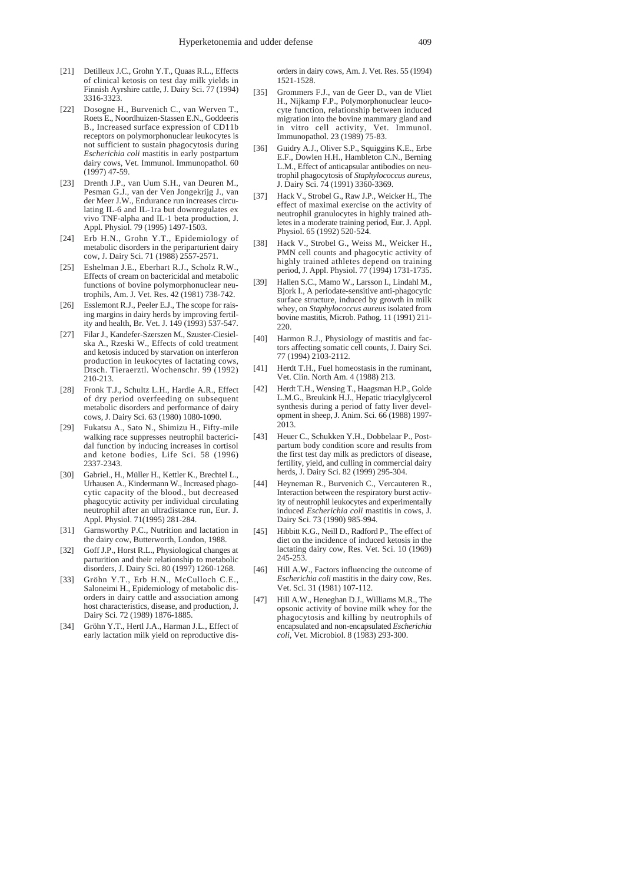[21] Detilleux J.C., Grohn Y.T., Quaas R.L., Effects of clinical ketosis on test day milk yields in Finnish Ayrshire cattle, J. Dairy Sci. 77 (1994) 3316-3323.

[22] Dosogne H., Burvenich C., van Werven T., Roets E., Noordhuizen-Stassen E.N., Goddeeris B., Increased surface expression of CD11b receptors on polymorphonuclear leukocytes is not sufficient to sustain phagocytosis during *Escherichia coli* mastitis in early postpartum dairy cows, Vet. Immunol. Immunopathol. 60 (1997) 47-59.

[23] Drenth J.P., van Uum S.H., van Deuren M., Pesman G.J., van der Ven Jongekrijg J., van der Meer J.W., Endurance run increases circulating IL-6 and IL-1ra but downregulates ex vivo TNF-alpha and IL-1 beta production, J. Appl. Physiol. 79 (1995) 1497-1503.

[24] Erb H.N., Grohn Y.T., Epidemiology of metabolic disorders in the periparturient dairy cow, J. Dairy Sci. 71 (1988) 2557-2571.

[25] Eshelman J.E., Eberhart R.J., Scholz R.W., Effects of cream on bactericidal and metabolic functions of bovine polymorphonuclear neutrophils, Am. J. Vet. Res. 42 (1981) 738-742.

[26] Esslemont R.J., Peeler E.J., The scope for raising margins in dairy herds by improving fertility and health, Br. Vet. J. 149 (1993) 537-547.

[27] Filar J., Kandefer-Szerszen M., Szuster-Ciesielska A., Rzeski W., Effects of cold treatment and ketosis induced by starvation on interferon production in leukocytes of lactating cows, Dtsch. Tieraerztl. Wochenschr. 99 (1992) 210-213.

[28] Fronk T.J., Schultz L.H., Hardie A.R., Effect of dry period overfeeding on subsequent metabolic disorders and performance of dairy cows, J. Dairy Sci. 63 (1980) 1080-1090.

[29] Fukatsu A., Sato N., Shimizu H., Fifty-mile walking race suppresses neutrophil bactericidal function by inducing increases in cortisol and ketone bodies, Life Sci. 58 (1996) 2337-2343.

[30] Gabriel., H., Müller H., Kettler K., Brechtel L., Urhausen A., Kindermann W., Increased phagocytic capacity of the blood., but decreased phagocytic activity per individual circulating neutrophil after an ultradistance run, Eur. J. Appl. Physiol. 71(1995) 281-284.

[31] Garnsworthy P.C., Nutrition and lactation in the dairy cow, Butterworth, London, 1988.

[32] Goff J.P., Horst R.L., Physiological changes at parturition and their relationship to metabolic disorders, J. Dairy Sci. 80 (1997) 1260-1268.

[33] Gröhn Y.T., Erb H.N., McCulloch C.E., Saloneimi H., Epidemiology of metabolic disorders in dairy cattle and association among host characteristics, disease, and production, J. Dairy Sci. 72 (1989) 1876-1885.

[34] Gröhn Y.T., Hertl J.A., Harman J.L., Effect of early lactation milk yield on reproductive disorders in dairy cows, Am. J. Vet. Res. 55 (1994) 1521-1528.

[35] Grommers F.J., van de Geer D., van de Vliet H., Nijkamp F.P., Polymorphonuclear leucocyte function, relationship between induced migration into the bovine mammary gland and in vitro cell activity, Vet. Immunol. Immunopathol. 23 (1989) 75-83.

[36] Guidry A.J., Oliver S.P., Squiggins K.E., Erbe E.F., Dowlen H.H., Hambleton C.N., Berning L.M., Effect of anticapsular antibodies on neutrophil phagocytosis of *Staphylococcus aureus*, J. Dairy Sci. 74 (1991) 3360-3369.

[37] Hack V., Strobel G., Raw J.P., Weicker H., The effect of maximal exercise on the activity of neutrophil granulocytes in highly trained athletes in a moderate training period, Eur. J. Appl. Physiol. 65 (1992) 520-524.

[38] Hack V., Strobel G., Weiss M., Weicker H., PMN cell counts and phagocytic activity of highly trained athletes depend on training period, J. Appl. Physiol. 77 (1994) 1731-1735.

[39] Hallen S.C., Mamo W., Larsson I., Lindahl M., Bjork I., A periodate-sensitive anti-phagocytic surface structure, induced by growth in milk whey, on *Staphylococcus aureus* isolated from bovine mastitis, Microb. Pathog. 11 (1991) 211-220.

[40] Harmon R.J., Physiology of mastitis and factors affecting somatic cell counts, J. Dairy Sci. 77 (1994) 2103-2112.

[41] Herdt T.H., Fuel homeostasis in the ruminant, Vet. Clin. North Am. 4 (1988) 213.

[42] Herdt T.H., Wensing T., Haagsman H.P., Golde L.M.G., Breukink H.J., Hepatic triacylglycerol synthesis during a period of fatty liver development in sheep, J. Anim. Sci. 66 (1988) 1997-2013.

[43] Heuer C., Schukken Y.H., Dobbelaar P., Postpartum body condition score and results from the first test day milk as predictors of disease, fertility, yield, and culling in commercial dairy herds, J. Dairy Sci. 82 (1999) 295-304.

[44] Heyneman R., Burvenich C., Vercauteren R., Interaction between the respiratory burst activity of neutrophil leukocytes and experimentally induced *Escherichia coli* mastitis in cows, J. Dairy Sci. 73 (1990) 985-994.

[45] Hibbitt K.G., Neill D., Radford P., The effect of diet on the incidence of induced ketosis in the lactating dairy cow, Res. Vet. Sci. 10 (1969) 245-253.

[46] Hill A.W., Factors influencing the outcome of *Escherichia coli* mastitis in the dairy cow, Res. Vet. Sci. 31 (1981) 107-112.

[47] Hill A.W., Heneghan D.J., Williams M.R., The opsonic activity of bovine milk whey for the phagocytosis and killing by neutrophils of encapsulated and non-encapsulated *Escherichia coli*, Vet. Microbiol. 8 (1983) 293-300.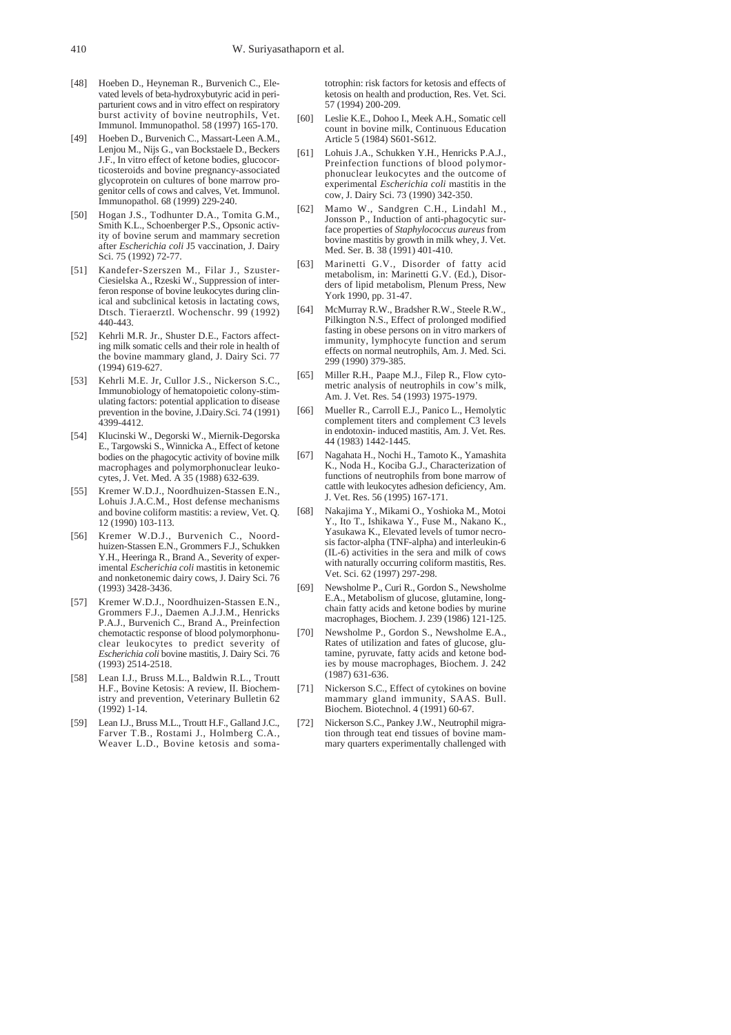[48] Hoeben D., Heyneman R., Burvenich C., Elevated levels of beta-hydroxybutyric acid in periparturient cows and in vitro effect on respiratory burst activity of bovine neutrophils, Vet. Immunol. Immunopathol. 58 (1997) 165-170.

[49] Hoeben D., Burvenich C., Massart-Leen A.M., Lenjou M., Nijs G., van Bockstaele D., Beckers J.F., In vitro effect of ketone bodies, glucocorticosteroids and bovine pregnancy-associated glycoprotein on cultures of bone marrow progenitor cells of cows and calves, Vet. Immunol. Immunopathol. 68 (1999) 229-240.

[50] Hogan J.S., Todhunter D.A., Tomita G.M., Smith K.L., Schoenberger P.S., Opsonic activity of bovine serum and mammary secretion after *Escherichia coli* J5 vaccination, J. Dairy Sci. 75 (1992) 72-77.

[51] Kandefer-Szerszen M., Filar J., Szuster-Ciesielska A., Rzeski W., Suppression of interferon response of bovine leukocytes during clinical and subclinical ketosis in lactating cows, Dtsch. Tieraerztl. Wochenschr. 99 (1992) 440-443.

[52] Kehrli M.R. Jr., Shuster D.E., Factors affecting milk somatic cells and their role in health of the bovine mammary gland, J. Dairy Sci. 77 (1994) 619-627.

[53] Kehrli M.E. Jr, Cullor J.S., Nickerson S.C., Immunobiology of hematopoietic colony-stimulating factors: potential application to disease prevention in the bovine, J.Dairy.Sci. 74 (1991) 4399-4412.

[54] Klucinski W., Degorski W., Miernik-Degorska E., Targowski S., Winnicka A., Effect of ketone bodies on the phagocytic activity of bovine milk macrophages and polymorphonuclear leukocytes, J. Vet. Med. A 35 (1988) 632-639.

[55] Kremer W.D.J., Noordhuizen-Stassen E.N., Lohuis J.A.C.M., Host defense mechanisms and bovine coliform mastitis: a review, Vet. Q. 12 (1990) 103-113.

[56] Kremer W.D.J., Burvenich C., Noordhuizen-Stassen E.N., Grommers F.J., Schukken Y.H., Heeringa R., Brand A., Severity of experimental *Escherichia coli* mastitis in ketonemic and nonketonemic dairy cows, J. Dairy Sci. 76 (1993) 3428-3436.

[57] Kremer W.D.J., Noordhuizen-Stassen E.N., Grommers F.J., Daemen A.J.J.M., Henricks P.A.J., Burvenich C., Brand A., Preinfection chemotactic response of blood polymorphonuclear leukocytes to predict severity of *Escherichia coli* bovine mastitis, J. Dairy Sci. 76 (1993) 2514-2518.

[58] Lean I.J., Bruss M.L., Baldwin R.L., Troutt H.F., Bovine Ketosis: A review, II. Biochemistry and prevention, Veterinary Bulletin 62 (1992) 1-14.

[59] Lean I.J., Bruss M.L., Troutt H.F., Galland J.C., Farver T.B., Rostami J., Holmberg C.A., Weaver L.D., Bovine ketosis and somatotrophin: risk factors for ketosis and effects of ketosis on health and production, Res. Vet. Sci. 57 (1994) 200-209.

[60] Leslie K.E., Dohoo I., Meek A.H., Somatic cell count in bovine milk, Continuous Education Article 5 (1984) S601-S612.

[61] Lohuis J.A., Schukken Y.H., Henricks P.A.J., Preinfection functions of blood polymorphonuclear leukocytes and the outcome of experimental *Escherichia coli* mastitis in the cow, J. Dairy Sci. 73 (1990) 342-350.

[62] Mamo W., Sandgren C.H., Lindahl M., Jonsson P., Induction of anti-phagocytic surface properties of *Staphylococcus aureus* from bovine mastitis by growth in milk whey, J. Vet. Med. Ser. B. 38 (1991) 401-410.

[63] Marinetti G.V., Disorder of fatty acid metabolism, in: Marinetti G.V. (Ed.), Disorders of lipid metabolism, Plenum Press, New York 1990, pp. 31-47.

[64] McMurray R.W., Bradsher R.W., Steele R.W., Pilkington N.S., Effect of prolonged modified fasting in obese persons on in vitro markers of immunity, lymphocyte function and serum effects on normal neutrophils, Am. J. Med. Sci. 299 (1990) 379-385.

[65] Miller R.H., Paape M.J., Filep R., Flow cytometric analysis of neutrophils in cow's milk, Am. J. Vet. Res. 54 (1993) 1975-1979.

[66] Mueller R., Carroll E.J., Panico L., Hemolytic complement titers and complement C3 levels in endotoxin- induced mastitis, Am. J. Vet. Res. 44 (1983) 1442-1445.

[67] Nagahata H., Nochi H., Tamoto K., Yamashita K., Noda H., Kociba G.J., Characterization of functions of neutrophils from bone marrow of cattle with leukocytes adhesion deficiency, Am. J. Vet. Res. 56 (1995) 167-171.

[68] Nakajima Y., Mikami O., Yoshioka M., Motoi Y., Ito T., Ishikawa Y., Fuse M., Nakano K., Yasukawa K., Elevated levels of tumor necrosis factor-alpha (TNF-alpha) and interleukin-6 (IL-6) activities in the sera and milk of cows with naturally occurring coliform mastitis, Res. Vet. Sci. 62 (1997) 297-298.

[69] Newsholme P., Curi R., Gordon S., Newsholme E.A., Metabolism of glucose, glutamine, long-chain fatty acids and ketone bodies by murine macrophages, Biochem. J. 239 (1986) 121-125.

[70] Newsholme P., Gordon S., Newsholme E.A., Rates of utilization and fates of glucose, glutamine, pyruvate, fatty acids and ketone bodies by mouse macrophages, Biochem. J. 242 (1987) 631-636.

[71] Nickerson S.C., Effect of cytokines on bovine mammary gland immunity, SAAS. Bull. Biochem. Biotechnol. 4 (1991) 60-67.

[72] Nickerson S.C., Pankey J.W., Neutrophil migration through teat end tissues of bovine mammary quarters experimentally challenged with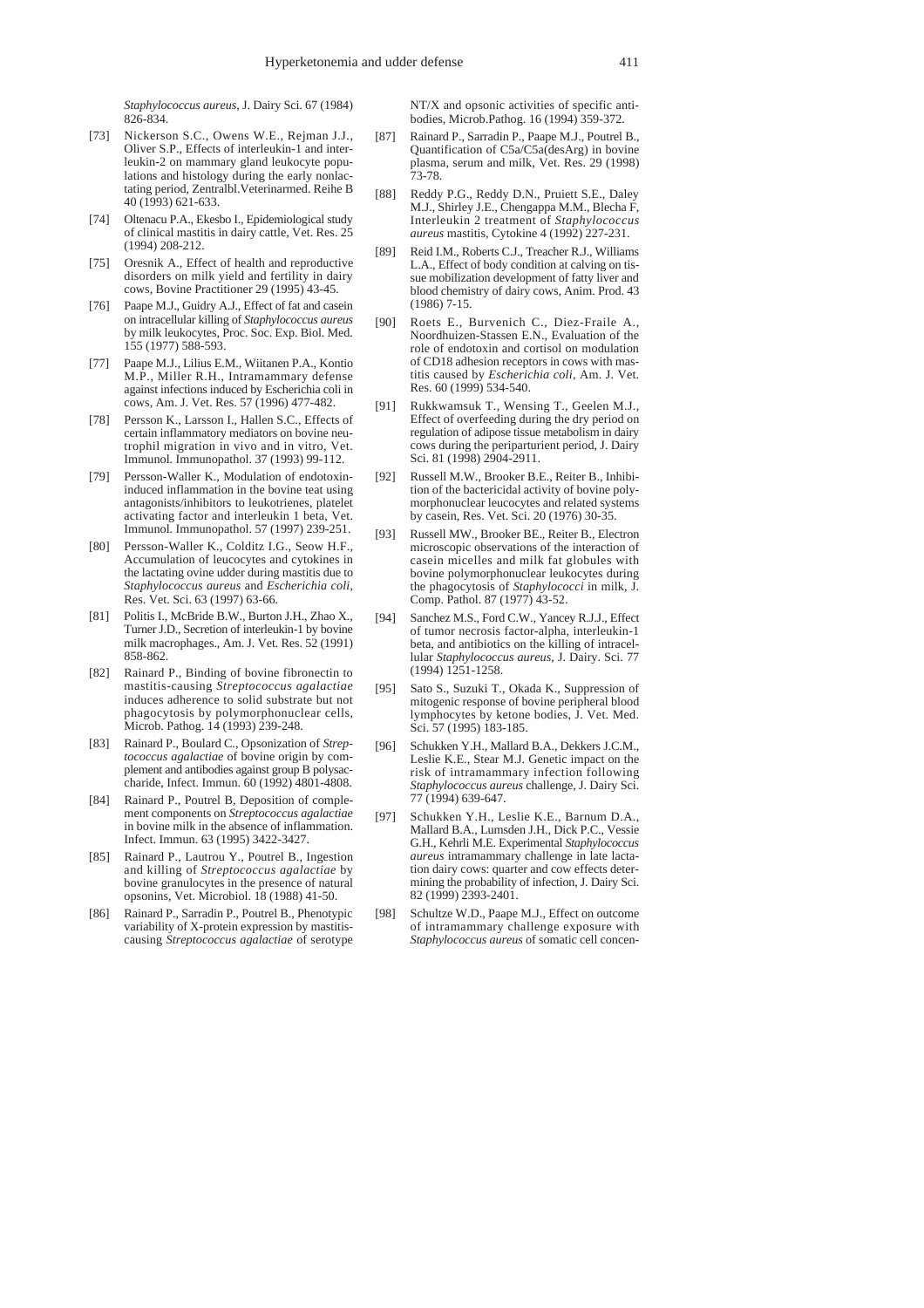*Staphylococcus aureus*, J. Dairy Sci. 67 (1984) 826-834.

[73] Nickerson S.C., Owens W.E., Rejman J.J., Oliver S.P., Effects of interleukin-1 and interleukin-2 on mammary gland leukocyte populations and histology during the early nonlactating period, Zentralbl.Veterinarmed. Reihe B 40 (1993) 621-633.

[74] Oltenacu P.A., Ekesbo I., Epidemiological study of clinical mastitis in dairy cattle, Vet. Res. 25 (1994) 208-212.

[75] Oresnik A., Effect of health and reproductive disorders on milk yield and fertility in dairy cows, Bovine Practitioner 29 (1995) 43-45.

[76] Paape M.J., Guidry A.J., Effect of fat and casein on intracellular killing of *Staphylococcus aureus* by milk leukocytes, Proc. Soc. Exp. Biol. Med. 155 (1977) 588-593.

[77] Paape M.J., Lilius E.M., Wiitanen P.A., Kontio M.P., Miller R.H., Intramammary defense against infections induced by Escherichia coli in cows, Am. J. Vet. Res. 57 (1996) 477-482.

[78] Persson K., Larsson I., Hallen S.C., Effects of certain inflammatory mediators on bovine neutrophil migration in vivo and in vitro, Vet. Immunol. Immunopathol. 37 (1993) 99-112.

[79] Persson-Waller K., Modulation of endotoxin-induced inflammation in the bovine teat using antagonists/inhibitors to leukotrienes, platelet activating factor and interleukin 1 beta, Vet. Immunol. Immunopathol. 57 (1997) 239-251.

[80] Persson-Waller K., Colditz I.G., Seow H.F., Accumulation of leucocytes and cytokines in the lactating ovine udder during mastitis due to *Staphylococcus aureus* and *Escherichia coli*, Res. Vet. Sci. 63 (1997) 63-66.

[81] Politis I., McBride B.W., Burton J.H., Zhao X., Turner J.D., Secretion of interleukin-1 by bovine milk macrophages., Am. J. Vet. Res. 52 (1991) 858-862.

[82] Rainard P., Binding of bovine fibronectin to mastitis-causing *Streptococcus agalactiae* induces adherence to solid substrate but not phagocytosis by polymorphonuclear cells, Microb. Pathog. 14 (1993) 239-248.

[83] Rainard P., Boulard C., Opsonization of *Streptococcus agalactiae* of bovine origin by complement and antibodies against group B polysaccharide, Infect. Immun. 60 (1992) 4801-4808.

[84] Rainard P., Poutrel B, Deposition of complement components on *Streptococcus agalactiae* in bovine milk in the absence of inflammation. Infect. Immun. 63 (1995) 3422-3427.

[85] Rainard P., Lautrou Y., Poutrel B., Ingestion and killing of *Streptococcus agalactiae* by bovine granulocytes in the presence of natural opsonins, Vet. Microbiol. 18 (1988) 41-50.

[86] Rainard P., Sarradin P., Poutrel B., Phenotypic variability of X-protein expression by mastitis-causing *Streptococcus agalactiae* of serotype NT/X and opsonic activities of specific antibodies, Microb.Pathog. 16 (1994) 359-372.

[87] Rainard P., Sarradin P., Paape M.J., Poutrel B., Quantification of C5a/C5a(desArg) in bovine plasma, serum and milk, Vet. Res. 29 (1998) 73-78.

[88] Reddy P.G., Reddy D.N., Pruiett S.E., Daley M.J., Shirley J.E., Chengappa M.M., Blecha F, Interleukin 2 treatment of *Staphylococcus aureus* mastitis, Cytokine 4 (1992) 227-231.

[89] Reid I.M., Roberts C.J., Treacher R.J., Williams L.A., Effect of body condition at calving on tissue mobilization development of fatty liver and blood chemistry of dairy cows, Anim. Prod. 43 (1986) 7-15.

[90] Roets E., Burvenich C., Diez-Fraile A., Noordhuizen-Stassen E.N., Evaluation of the role of endotoxin and cortisol on modulation of CD18 adhesion receptors in cows with mastitis caused by *Escherichia coli*, Am. J. Vet. Res. 60 (1999) 534-540.

[91] Rukkwamsuk T., Wensing T., Geelen M.J., Effect of overfeeding during the dry period on regulation of adipose tissue metabolism in dairy cows during the periparturient period, J. Dairy Sci. 81 (1998) 2904-2911.

[92] Russell M.W., Brooker B.E., Reiter B., Inhibition of the bactericidal activity of bovine polymorphonuclear leucocytes and related systems by casein, Res. Vet. Sci. 20 (1976) 30-35.

[93] Russell MW., Brooker BE., Reiter B., Electron microscopic observations of the interaction of casein micelles and milk fat globules with bovine polymorphonuclear leukocytes during the phagocytosis of *Staphylococci* in milk, J. Comp. Pathol. 87 (1977) 43-52.

[94] Sanchez M.S., Ford C.W., Yancey R.J.J., Effect of tumor necrosis factor-alpha, interleukin-1 beta, and antibiotics on the killing of intracellular *Staphylococcus aureus*, J. Dairy. Sci. 77 (1994) 1251-1258.

[95] Sato S., Suzuki T., Okada K., Suppression of mitogenic response of bovine peripheral blood lymphocytes by ketone bodies, J. Vet. Med. Sci. 57 (1995) 183-185.

[96] Schukken Y.H., Mallard B.A., Dekkers J.C.M., Leslie K.E., Stear M.J. Genetic impact on the risk of intramammary infection following *Staphylococcus aureus* challenge, J. Dairy Sci. 77 (1994) 639-647.

[97] Schukken Y.H., Leslie K.E., Barnum D.A., Mallard B.A., Lumsden J.H., Dick P.C., Vessie G.H., Kehrli M.E. Experimental *Staphylococcus aureus* intramammary challenge in late lactation dairy cows: quarter and cow effects determining the probability of infection, J. Dairy Sci. 82 (1999) 2393-2401.

[98] Schultze W.D., Paape M.J., Effect on outcome of intramammary challenge exposure with *Staphylococcus aureus* of somatic cell concen-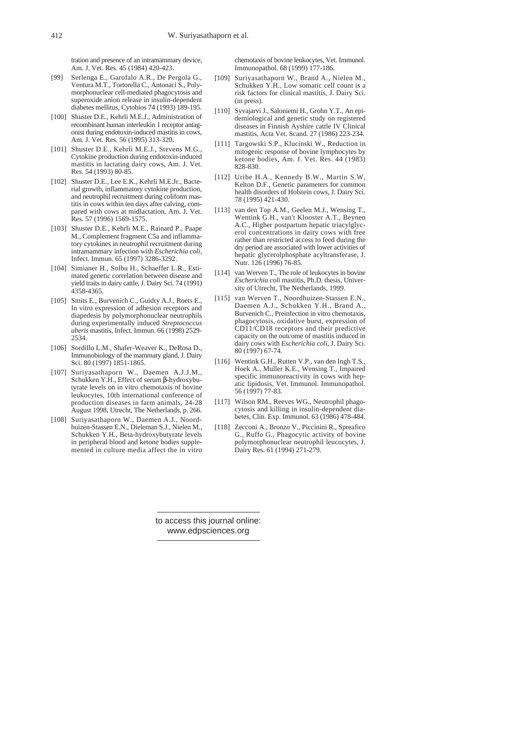tration and presence of an intramammary device, Am. J. Vet. Res. 45 (1984) 420-423.

[99] Serlenga E., Garofalo A.R., De Pergola G., Ventura M.T., Tortorella C., Antonaci S., Polymorphonuclear cell-mediated phagocytosis and superoxide anion release in insulin-dependent diabetes mellitus, Cytobios 74 (1993) 189-195.

[100] Shuster D.E., Kehrli M.E.J., Administration of recombinant human interleukin 1 receptor antagonist during endotoxin-induced mastitis in cows, Am. J. Vet. Res. 56 (1995) 313-320.

[101] Shuster D.E., Kehrli M.E.J., Stevens M.G., Cytokine production during endotoxin-induced mastitis in lactating dairy cows, Am. J. Vet. Res. 54 (1993) 80-85.

[102] Shuster D.E., Lee E.K., Kehrli M.E.Jr., Bacterial growth, inflammatory cytokine production, and neutrophil recruitment during coliform mastitis in cows within ten days after calving, compared with cows at midlactation, Am. J. Vet. Res. 57 (1996) 1569-1575.

[103] Shuster D.E., Kehrli M.E., Rainard P., Paape M., Complement fragment C5a and inflammatory cytokines in neutrophil recruitment during intramammary infection with *Escherichia coli*, Infect. Immun. 65 (1997) 3286-3292.

[104] Simianer H., Solbu H., Schaeffer L.R., Estimated genetic correlation between disease and yield traits in dairy cattle, J. Dairy Sci. 74 (1991) 4358-4365.

[105] Smits E., Burvenich C., Guidry A.J., Roets E., In vitro expression of adhesion receptors and diapedesis by polymorphonuclear neutrophils during experimentally induced *Streptococcus uberis* mastitis, Infect. Immun. 66 (1998) 2529-2534.

[106] Sordillo L.M., Shafer-Weaver K., DeRosa D., Immunobiology of the mammary gland, J. Dairy Sci. 80 (1997) 1851-1865.

[107] Suriyasathaporn W., Daemen A.J.J.M., Schukken Y.H., Effect of serum β-hydroxybutyrate levels on in vitro chemotaxis of bovine leukocytes, 10th international conference of production diseases in farm animals, 24-28 August 1998, Utrecht, The Netherlands, p. 266.

[108] Suriyasathaporn W., Daemen A.J., Noordhuizen-Stassen E.N., Dieleman S.J., Nielen M., Schukken Y.H., Beta-hydroxybutyrate levels in peripheral blood and ketone bodies supplemented in culture media affect the in vitro chemotaxis of bovine leukocytes, Vet. Immunol. Immunopathol. 68 (1999) 177-186.

[109] Suriyasathaporn W., Brand A., Nielen M., Schukken Y.H., Low somatic cell count is a risk factors for clinical mastitis, J. Dairy Sci. (in press).

[110] Syvajarvi J., Saloniemi H., Grohn Y.T., An epidemiological and genetic study on registered diseases in Finnish Ayshire cattle IV Clinical mastitis, Acta Vet. Scand. 27 (1986) 223-234.

[111] Targowski S.P., Klucinski W., Reduction in mitogenic response of bovine lymphocytes by ketone bodies, Am. J. Vet. Res. 44 (1983) 828-830.

[112] Uribe H.A., Kennedy B.W., Martin S.W, Kelton D.F., Genetic parameters for common health disorders of Holstein cows, J. Dairy Sci. 78 (1995) 421-430.

[113] van den Top A.M., Geelen M.J., Wensing T., Wentink G.H., van't Klooster A.T., Beynen A.C., Higher postpartum hepatic triacylglycerol concentrations in dairy cows with free rather than restricted access to feed during the dry period are associated with lower activities of hepatic glycerolphosphate acyltransferase, J. Nutr. 126 (1996) 76-85.

[114] van Werven T., The role of leukocytes in bovine *Escherichia coli* mastitis, Ph.D. thesis, University of Utrecht, The Netherlands, 1999.

[115] van Werven T., Noordhuizen-Stassen E.N., Daemen A.J., Schukken Y.H., Brand A., Burvenich C., Preinfection in vitro chemotaxis, phagocytosis, oxidative burst, expression of CD11/CD18 receptors and their predictive capacity on the outcome of mastitis induced in dairy cows with *Escherichia coli*, J. Dairy Sci. 80 (1997) 67-74.

[116] Wentink G.H., Rutten V.P., van den Ingh T.S., Hoek A., Muller K.E., Wensing T., Impaired specific immunoreactivity in cows with hepatic lipidosis, Vet. Immunol. Immunopathol. 56 (1997) 77-83.

[117] Wilson RM., Reeves WG., Neutrophil phagocytosis and killing in insulin-dependent diabetes, Clin. Exp. Immunol. 63 (1986) 478-484.

[118] Zecconi A., Bronzo V., Piccinini R., Spreafico G., Ruffo G., Phagocytic activity of bovine polymorphonuclear neutrophil leucocytes, J. Dairy Res. 61 (1994) 271-279.

to access this journal online:
www.edpsciences.org